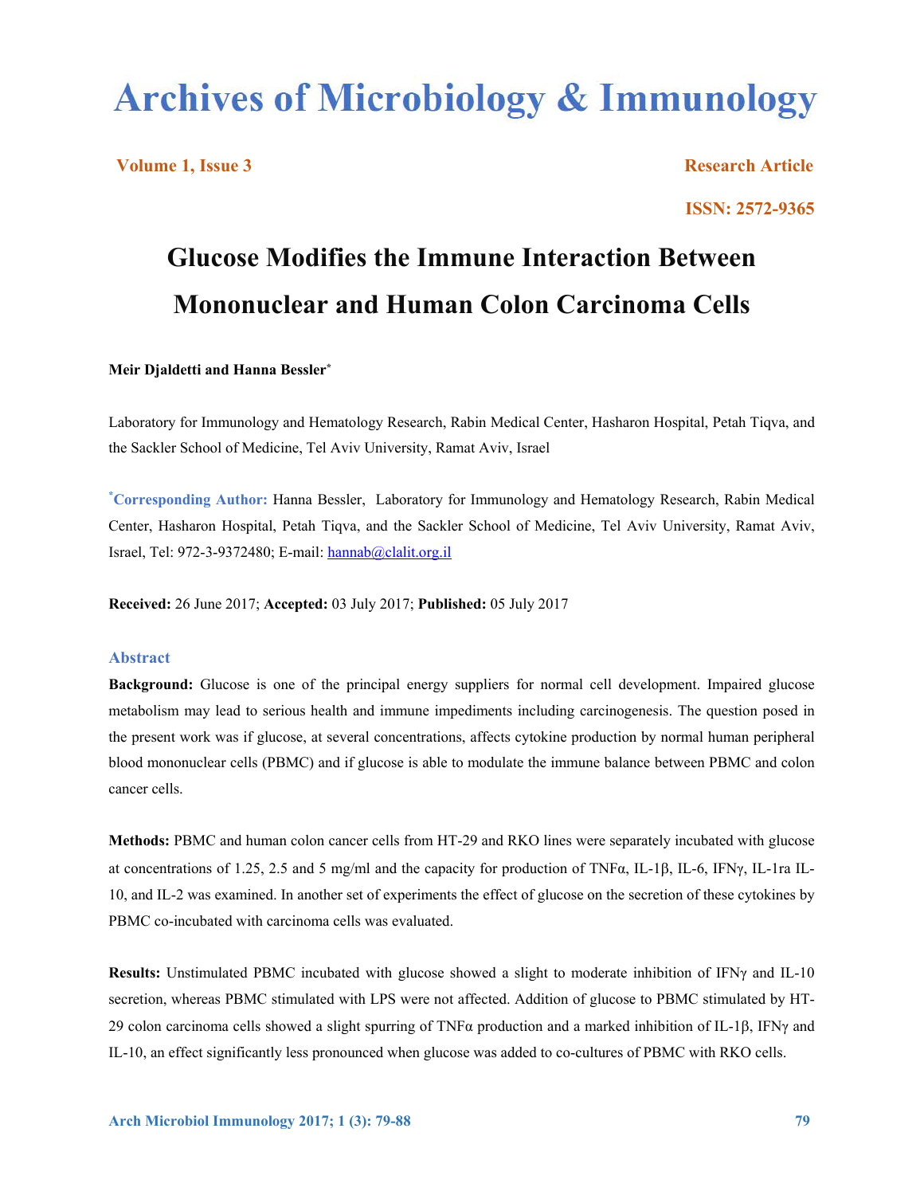# Archives of Microbiology & Immunology

**Volume 1, Issue 3** **Research Article**

**ISSN: 2572-9365**

## Glucose Modifies the Immune Interaction Between Mononuclear and Human Colon Carcinoma Cells

**Meir Djaldetti and Hanna Bessler***

Laboratory for Immunology and Hematology Research, Rabin Medical Center, Hasharon Hospital, Petah Tiqva, and the Sackler School of Medicine, Tel Aviv University, Ramat Aviv, Israel

***Corresponding Author:** Hanna Bessler, Laboratory for Immunology and Hematology Research, Rabin Medical Center, Hasharon Hospital, Petah Tiqva, and the Sackler School of Medicine, Tel Aviv University, Ramat Aviv, Israel, Tel: 972-3-9372480; E-mail: hannab@clalit.org.il

**Received:** 26 June 2017; **Accepted:** 03 July 2017; **Published:** 05 July 2017

### Abstract

**Background:** Glucose is one of the principal energy suppliers for normal cell development. Impaired glucose metabolism may lead to serious health and immune impediments including carcinogenesis. The question posed in the present work was if glucose, at several concentrations, affects cytokine production by normal human peripheral blood mononuclear cells (PBMC) and if glucose is able to modulate the immune balance between PBMC and colon cancer cells.

**Methods:** PBMC and human colon cancer cells from HT-29 and RKO lines were separately incubated with glucose at concentrations of 1.25, 2.5 and 5 mg/ml and the capacity for production of TNFα, IL-1β, IL-6, IFNγ, IL-1ra IL-10, and IL-2 was examined. In another set of experiments the effect of glucose on the secretion of these cytokines by PBMC co-incubated with carcinoma cells was evaluated.

**Results:** Unstimulated PBMC incubated with glucose showed a slight to moderate inhibition of IFNγ and IL-10 secretion, whereas PBMC stimulated with LPS were not affected. Addition of glucose to PBMC stimulated by HT-29 colon carcinoma cells showed a slight spurring of TNFα production and a marked inhibition of IL-1β, IFNγ and IL-10, an effect significantly less pronounced when glucose was added to co-cultures of PBMC with RKO cells.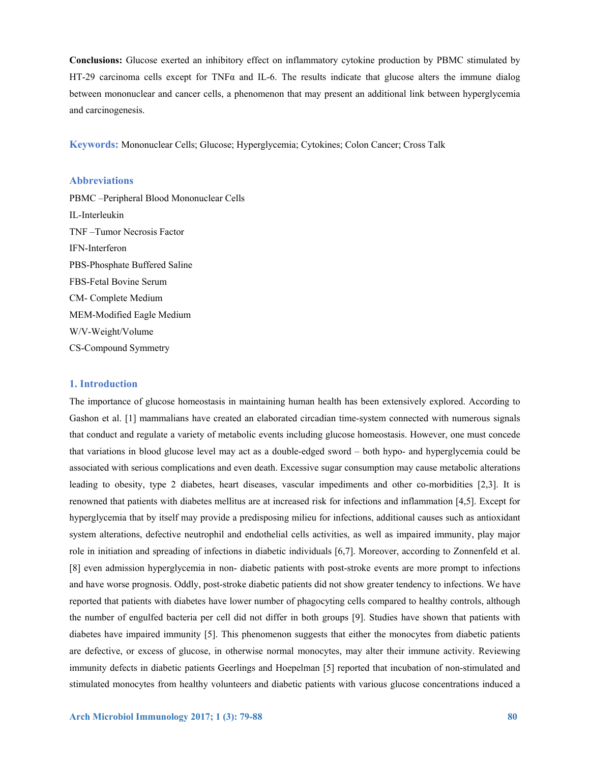**Conclusions:** Glucose exerted an inhibitory effect on inflammatory cytokine production by PBMC stimulated by HT-29 carcinoma cells except for TNFα and IL-6. The results indicate that glucose alters the immune dialog between mononuclear and cancer cells, a phenomenon that may present an additional link between hyperglycemia and carcinogenesis.

**Keywords:** Mononuclear Cells; Glucose; Hyperglycemia; Cytokines; Colon Cancer; Cross Talk

## Abbreviations

PBMC –Peripheral Blood Mononuclear Cells
IL-Interleukin
TNF –Tumor Necrosis Factor
IFN-Interferon
PBS-Phosphate Buffered Saline
FBS-Fetal Bovine Serum
CM- Complete Medium
MEM-Modified Eagle Medium
W/V-Weight/Volume
CS-Compound Symmetry

## 1. Introduction

The importance of glucose homeostasis in maintaining human health has been extensively explored. According to Gashon et al. [1] mammalians have created an elaborated circadian time-system connected with numerous signals that conduct and regulate a variety of metabolic events including glucose homeostasis. However, one must concede that variations in blood glucose level may act as a double-edged sword – both hypo- and hyperglycemia could be associated with serious complications and even death. Excessive sugar consumption may cause metabolic alterations leading to obesity, type 2 diabetes, heart diseases, vascular impediments and other co-morbidities [2,3]. It is renowned that patients with diabetes mellitus are at increased risk for infections and inflammation [4,5]. Except for hyperglycemia that by itself may provide a predisposing milieu for infections, additional causes such as antioxidant system alterations, defective neutrophil and endothelial cells activities, as well as impaired immunity, play major role in initiation and spreading of infections in diabetic individuals [6,7]. Moreover, according to Zonnenfeld et al. [8] even admission hyperglycemia in non- diabetic patients with post-stroke events are more prompt to infections and have worse prognosis. Oddly, post-stroke diabetic patients did not show greater tendency to infections. We have reported that patients with diabetes have lower number of phagocyting cells compared to healthy controls, although the number of engulfed bacteria per cell did not differ in both groups [9]. Studies have shown that patients with diabetes have impaired immunity [5]. This phenomenon suggests that either the monocytes from diabetic patients are defective, or excess of glucose, in otherwise normal monocytes, may alter their immune activity. Reviewing immunity defects in diabetic patients Geerlings and Hoepelman [5] reported that incubation of non-stimulated and stimulated monocytes from healthy volunteers and diabetic patients with various glucose concentrations induced a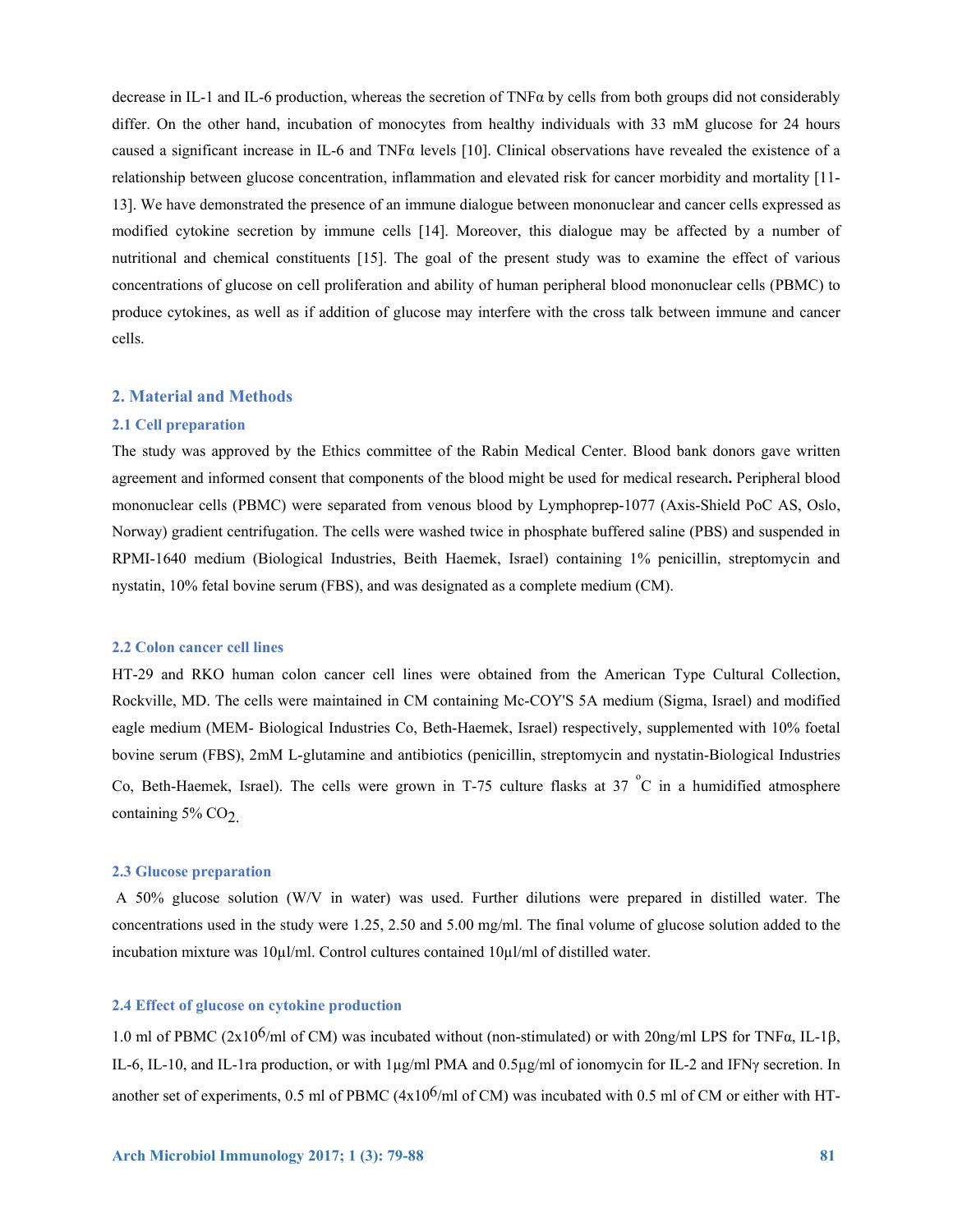decrease in IL-1 and IL-6 production, whereas the secretion of TNFα by cells from both groups did not considerably differ. On the other hand, incubation of monocytes from healthy individuals with 33 mM glucose for 24 hours caused a significant increase in IL-6 and TNFα levels [10]. Clinical observations have revealed the existence of a relationship between glucose concentration, inflammation and elevated risk for cancer morbidity and mortality [11-13]. We have demonstrated the presence of an immune dialogue between mononuclear and cancer cells expressed as modified cytokine secretion by immune cells [14]. Moreover, this dialogue may be affected by a number of nutritional and chemical constituents [15]. The goal of the present study was to examine the effect of various concentrations of glucose on cell proliferation and ability of human peripheral blood mononuclear cells (PBMC) to produce cytokines, as well as if addition of glucose may interfere with the cross talk between immune and cancer cells.

## 2. Material and Methods

### 2.1 Cell preparation

The study was approved by the Ethics committee of the Rabin Medical Center. Blood bank donors gave written agreement and informed consent that components of the blood might be used for medical research**.** Peripheral blood mononuclear cells (PBMC) were separated from venous blood by Lymphoprep-1077 (Axis-Shield PoC AS, Oslo, Norway) gradient centrifugation. The cells were washed twice in phosphate buffered saline (PBS) and suspended in RPMI-1640 medium (Biological Industries, Beith Haemek, Israel) containing 1% penicillin, streptomycin and nystatin, 10% fetal bovine serum (FBS), and was designated as a complete medium (CM).

### 2.2 Colon cancer cell lines

HT-29 and RKO human colon cancer cell lines were obtained from the American Type Cultural Collection, Rockville, MD. The cells were maintained in CM containing Mc-COY'S 5A medium (Sigma, Israel) and modified eagle medium (MEM- Biological Industries Co, Beth-Haemek, Israel) respectively, supplemented with 10% foetal bovine serum (FBS), 2mM L-glutamine and antibiotics (penicillin, streptomycin and nystatin-Biological Industries Co, Beth-Haemek, Israel). The cells were grown in T-75 culture flasks at 37 $^{o}$C in a humidified atmosphere containing 5% $CO_2$.

### 2.3 Glucose preparation

A 50% glucose solution (W/V in water) was used. Further dilutions were prepared in distilled water. The concentrations used in the study were 1.25, 2.50 and 5.00 mg/ml. The final volume of glucose solution added to the incubation mixture was 10µl/ml. Control cultures contained 10µl/ml of distilled water.

### 2.4 Effect of glucose on cytokine production

1.0 ml of PBMC ($2x10^6$/ml of CM) was incubated without (non-stimulated) or with 20ng/ml LPS for TNFα, IL-1β, IL-6, IL-10, and IL-1ra production, or with 1µg/ml PMA and 0.5µg/ml of ionomycin for IL-2 and IFNγ secretion. In another set of experiments, 0.5 ml of PBMC ($4x10^6$/ml of CM) was incubated with 0.5 ml of CM or either with HT-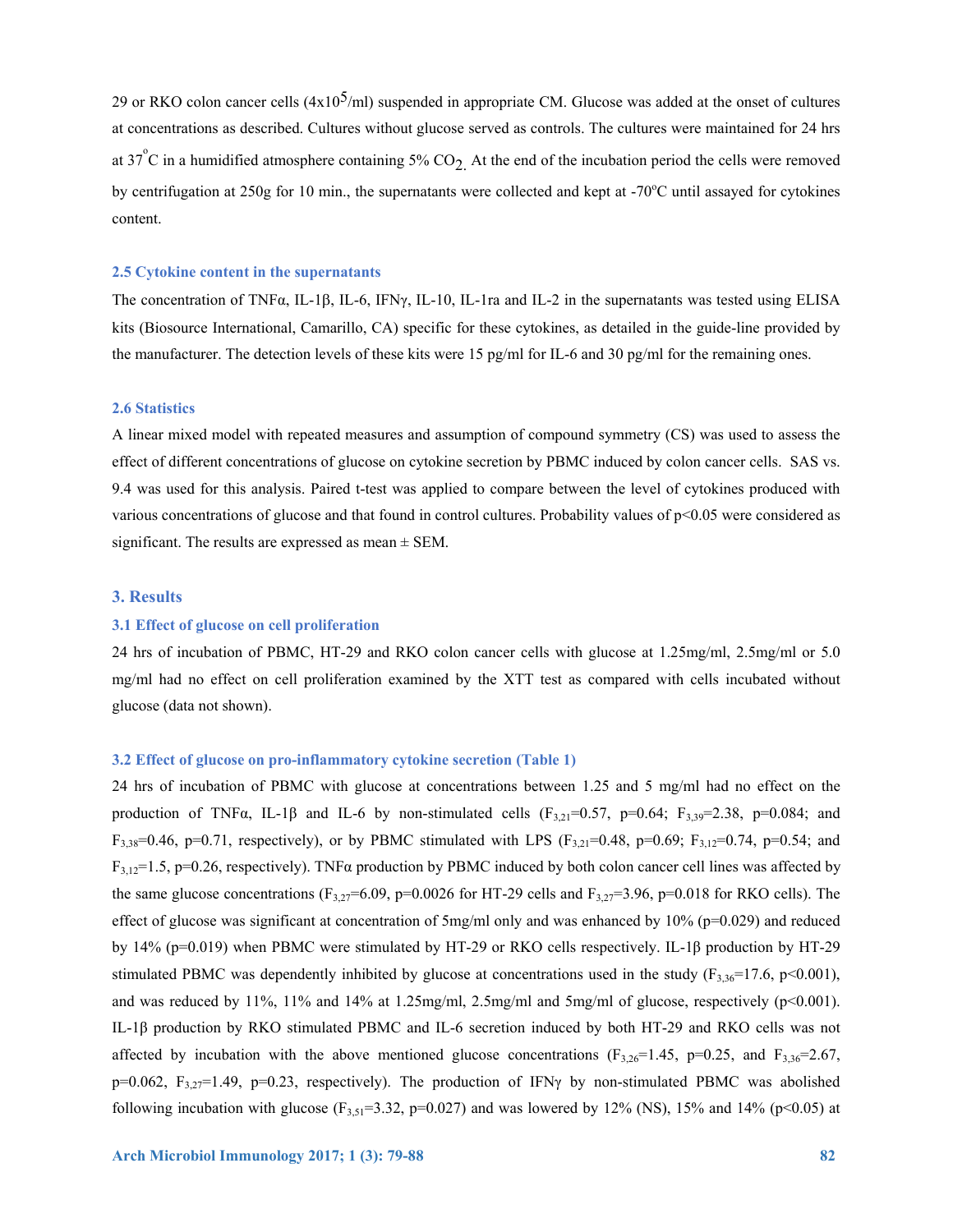29 or RKO colon cancer cells ($4x10^5$/ml) suspended in appropriate CM. Glucose was added at the onset of cultures at concentrations as described. Cultures without glucose served as controls. The cultures were maintained for 24 hrs at $37^{o}$C in a humidified atmosphere containing 5% $CO_2$. At the end of the incubation period the cells were removed by centrifugation at 250g for 10 min., the supernatants were collected and kept at -70$^{o}$C until assayed for cytokines content.

### 2.5 Cytokine content in the supernatants

The concentration of TNFα, IL-1β, IL-6, IFNγ, IL-10, IL-1ra and IL-2 in the supernatants was tested using ELISA kits (Biosource International, Camarillo, CA) specific for these cytokines, as detailed in the guide-line provided by the manufacturer. The detection levels of these kits were 15 pg/ml for IL-6 and 30 pg/ml for the remaining ones.

### 2.6 Statistics

A linear mixed model with repeated measures and assumption of compound symmetry (CS) was used to assess the effect of different concentrations of glucose on cytokine secretion by PBMC induced by colon cancer cells. SAS vs. 9.4 was used for this analysis. Paired t-test was applied to compare between the level of cytokines produced with various concentrations of glucose and that found in control cultures. Probability values of $p<0.05$ were considered as significant. The results are expressed as mean ± SEM.

## 3. Results

### 3.1 Effect of glucose on cell proliferation

24 hrs of incubation of PBMC, HT-29 and RKO colon cancer cells with glucose at 1.25mg/ml, 2.5mg/ml or 5.0 mg/ml had no effect on cell proliferation examined by the XTT test as compared with cells incubated without glucose (data not shown).

### 3.2 Effect of glucose on pro-inflammatory cytokine secretion (Table 1)

24 hrs of incubation of PBMC with glucose at concentrations between 1.25 and 5 mg/ml had no effect on the production of TNFα, IL-1β and IL-6 by non-stimulated cells ($F_{3,21}=0.57$, $p=0.64$; $F_{3,39}=2.38$, $p=0.084$; and $F_{3,38}=0.46$, $p=0.71$, respectively), or by PBMC stimulated with LPS ($F_{3,21}=0.48$, $p=0.69$; $F_{3,12}=0.74$, $p=0.54$; and $F_{3,12}=1.5$, $p=0.26$, respectively). TNFα production by PBMC induced by both colon cancer cell lines was affected by the same glucose concentrations ($F_{3,27}=6.09$, $p=0.0026$ for HT-29 cells and $F_{3,27}=3.96$, $p=0.018$ for RKO cells). The effect of glucose was significant at concentration of 5mg/ml only and was enhanced by 10% ($p=0.029$) and reduced by 14% ($p=0.019$) when PBMC were stimulated by HT-29 or RKO cells respectively. IL-1β production by HT-29 stimulated PBMC was dependently inhibited by glucose at concentrations used in the study ($F_{3,36}=17.6$, $p<0.001$), and was reduced by 11%, 11% and 14% at 1.25mg/ml, 2.5mg/ml and 5mg/ml of glucose, respectively ($p<0.001$). IL-1β production by RKO stimulated PBMC and IL-6 secretion induced by both HT-29 and RKO cells was not affected by incubation with the above mentioned glucose concentrations ($F_{3,26}=1.45$, $p=0.25$, and $F_{3,36}=2.67$, $p=0.062$, $F_{3,27}=1.49$, $p=0.23$, respectively). The production of IFNγ by non-stimulated PBMC was abolished following incubation with glucose ($F_{3,51}=3.32$, $p=0.027$) and was lowered by 12% (NS), 15% and 14% ($p<0.05$) at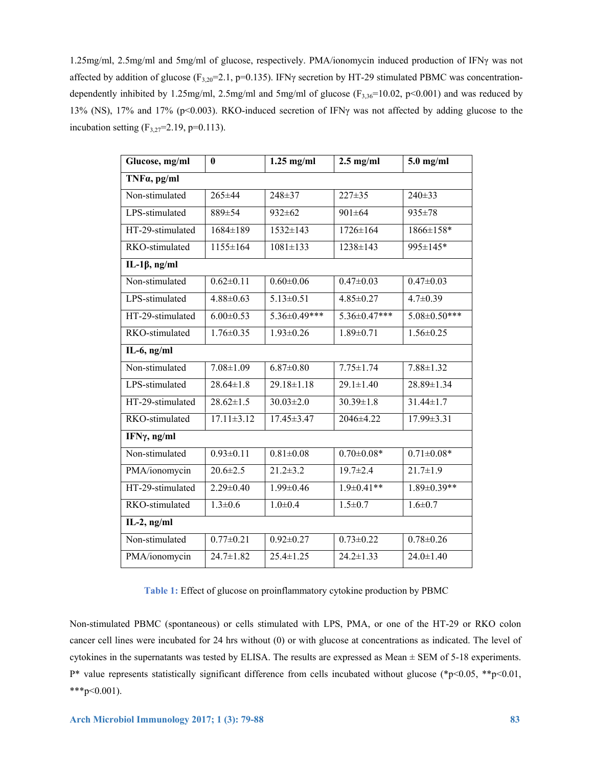1.25mg/ml, 2.5mg/ml and 5mg/ml of glucose, respectively. PMA/ionomycin induced production of IFNγ was not affected by addition of glucose ($F_{3,20}$=2.1, p=0.135). IFNγ secretion by HT-29 stimulated PBMC was concentration-dependently inhibited by 1.25mg/ml, 2.5mg/ml and 5mg/ml of glucose ($F_{3,36}$=10.02, p<0.001) and was reduced by 13% (NS), 17% and 17% (p<0.003). RKO-induced secretion of IFNγ was not affected by adding glucose to the incubation setting ($F_{3,27}$=2.19, p=0.113).

| Glucose, mg/ml | 0 | 1.25 mg/ml | 2.5 mg/ml | 5.0 mg/ml |
|---|---|---|---|---|
| **TNFα, pg/ml** | | | | |
| Non-stimulated | 265±44 | 248±37 | 227±35 | 240±33 |
| LPS-stimulated | 889±54 | 932±62 | 901±64 | 935±78 |
| HT-29-stimulated | 1684±189 | 1532±143 | 1726±164 | 1866±158* |
| RKO-stimulated | 1155±164 | 1081±133 | 1238±143 | 995±145* |
| **IL-1β, ng/ml** | | | | |
| Non-stimulated | 0.62±0.11 | 0.60±0.06 | 0.47±0.03 | 0.47±0.03 |
| LPS-stimulated | 4.88±0.63 | 5.13±0.51 | 4.85±0.27 | 4.7±0.39 |
| HT-29-stimulated | 6.00±0.53 | 5.36±0.49*** | 5.36±0.47*** | 5.08±0.50*** |
| RKO-stimulated | 1.76±0.35 | 1.93±0.26 | 1.89±0.71 | 1.56±0.25 |
| **IL-6, ng/ml** | | | | |
| Non-stimulated | 7.08±1.09 | 6.87±0.80 | 7.75±1.74 | 7.88±1.32 |
| LPS-stimulated | 28.64±1.8 | 29.18±1.18 | 29.1±1.40 | 28.89±1.34 |
| HT-29-stimulated | 28.62±1.5 | 30.03±2.0 | 30.39±1.8 | 31.44±1.7 |
| RKO-stimulated | 17.11±3.12 | 17.45±3.47 | 2046±4.22 | 17.99±3.31 |
| **IFNγ, ng/ml** | | | | |
| Non-stimulated | 0.93±0.11 | 0.81±0.08 | 0.70±0.08* | 0.71±0.08* |
| PMA/ionomycin | 20.6±2.5 | 21.2±3.2 | 19.7±2.4 | 21.7±1.9 |
| HT-29-stimulated | 2.29±0.40 | 1.99±0.46 | 1.9±0.41** | 1.89±0.39** |
| RKO-stimulated | 1.3±0.6 | 1.0±0.4 | 1.5±0.7 | 1.6±0.7 |
| **IL-2, ng/ml** | | | | |
| Non-stimulated | 0.77±0.21 | 0.92±0.27 | 0.73±0.22 | 0.78±0.26 |
| PMA/ionomycin | 24.7±1.82 | 25.4±1.25 | 24.2±1.33 | 24.0±1.40 |

**Table 1:** Effect of glucose on proinflammatory cytokine production by PBMC

Non-stimulated PBMC (spontaneous) or cells stimulated with LPS, PMA, or one of the HT-29 or RKO colon cancer cell lines were incubated for 24 hrs without (0) or with glucose at concentrations as indicated. The level of cytokines in the supernatants was tested by ELISA. The results are expressed as Mean ± SEM of 5-18 experiments. P* value represents statistically significant difference from cells incubated without glucose (*p<0.05, **p<0.01, ***p<0.001).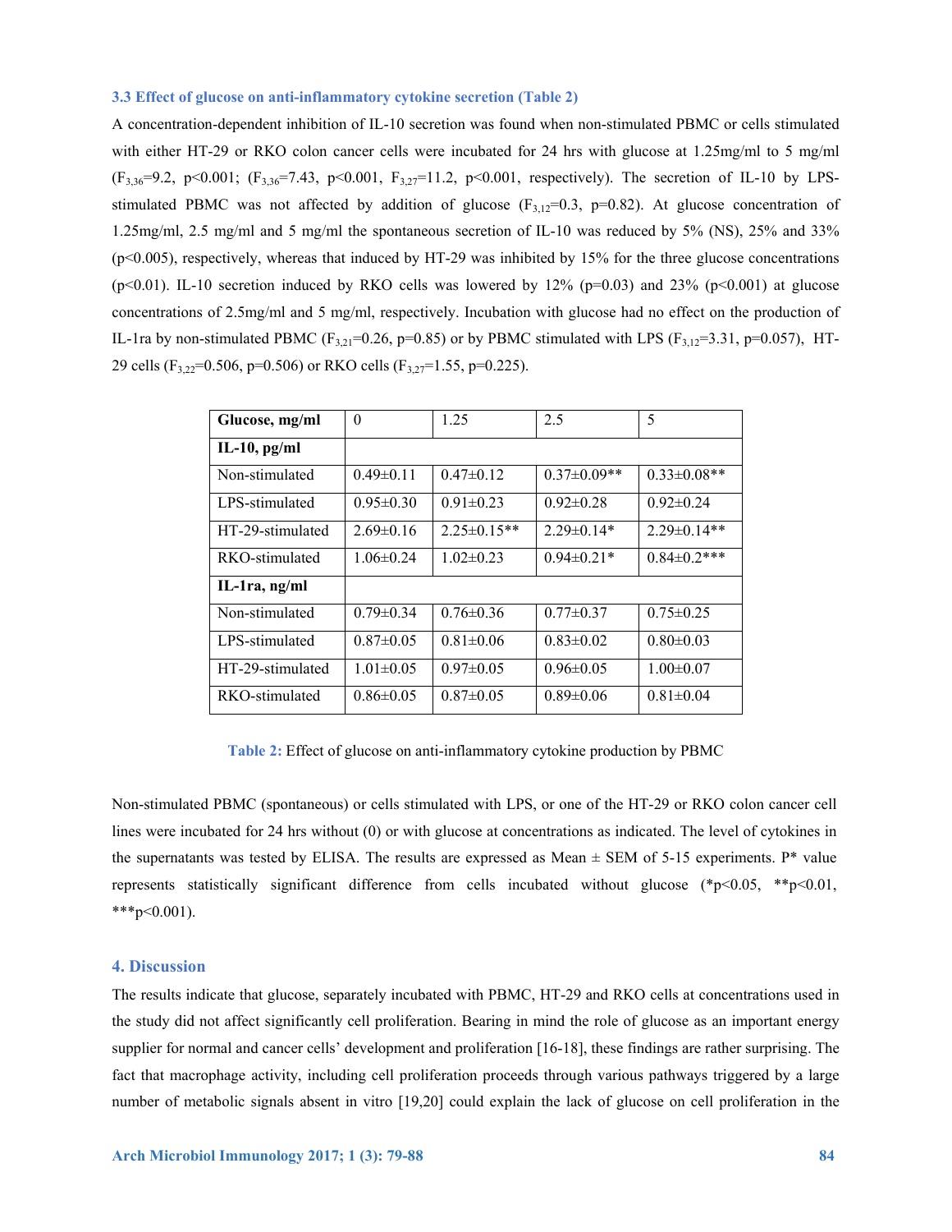### 3.3 Effect of glucose on anti-inflammatory cytokine secretion (Table 2)

A concentration-dependent inhibition of IL-10 secretion was found when non-stimulated PBMC or cells stimulated with either HT-29 or RKO colon cancer cells were incubated for 24 hrs with glucose at 1.25mg/ml to 5 mg/ml ($F_{3,36}$=9.2, p<0.001; ($F_{3,36}$=7.43, p<0.001, $F_{3,27}$=11.2, p<0.001, respectively). The secretion of IL-10 by LPS-stimulated PBMC was not affected by addition of glucose ($F_{3,12}$=0.3, p=0.82). At glucose concentration of 1.25mg/ml, 2.5 mg/ml and 5 mg/ml the spontaneous secretion of IL-10 was reduced by 5% (NS), 25% and 33% (p<0.005), respectively, whereas that induced by HT-29 was inhibited by 15% for the three glucose concentrations (p<0.01). IL-10 secretion induced by RKO cells was lowered by 12% (p=0.03) and 23% (p<0.001) at glucose concentrations of 2.5mg/ml and 5 mg/ml, respectively. Incubation with glucose had no effect on the production of IL-1ra by non-stimulated PBMC ($F_{3,21}$=0.26, p=0.85) or by PBMC stimulated with LPS ($F_{3,12}$=3.31, p=0.057), HT-29 cells ($F_{3,22}$=0.506, p=0.506) or RKO cells ($F_{3,27}$=1.55, p=0.225).

| Glucose, mg/ml | 0 | 1.25 | 2.5 | 5 |
|---|---|---|---|---|
| **IL-10, pg/ml** | | | | |
| Non-stimulated | 0.49±0.11 | 0.47±0.12 | 0.37±0.09** | 0.33±0.08** |
| LPS-stimulated | 0.95±0.30 | 0.91±0.23 | 0.92±0.28 | 0.92±0.24 |
| HT-29-stimulated | 2.69±0.16 | 2.25±0.15** | 2.29±0.14* | 2.29±0.14** |
| RKO-stimulated | 1.06±0.24 | 1.02±0.23 | 0.94±0.21* | 0.84±0.2*** |
| **IL-1ra, ng/ml** | | | | |
| Non-stimulated | 0.79±0.34 | 0.76±0.36 | 0.77±0.37 | 0.75±0.25 |
| LPS-stimulated | 0.87±0.05 | 0.81±0.06 | 0.83±0.02 | 0.80±0.03 |
| HT-29-stimulated | 1.01±0.05 | 0.97±0.05 | 0.96±0.05 | 1.00±0.07 |
| RKO-stimulated | 0.86±0.05 | 0.87±0.05 | 0.89±0.06 | 0.81±0.04 |

**Table 2:** Effect of glucose on anti-inflammatory cytokine production by PBMC

Non-stimulated PBMC (spontaneous) or cells stimulated with LPS, or one of the HT-29 or RKO colon cancer cell lines were incubated for 24 hrs without (0) or with glucose at concentrations as indicated. The level of cytokines in the supernatants was tested by ELISA. The results are expressed as Mean ± SEM of 5-15 experiments. P* value represents statistically significant difference from cells incubated without glucose (*p<0.05, **p<0.01, ***p<0.001).

## 4. Discussion

The results indicate that glucose, separately incubated with PBMC, HT-29 and RKO cells at concentrations used in the study did not affect significantly cell proliferation. Bearing in mind the role of glucose as an important energy supplier for normal and cancer cells' development and proliferation [16-18], these findings are rather surprising. The fact that macrophage activity, including cell proliferation proceeds through various pathways triggered by a large number of metabolic signals absent in vitro [19,20] could explain the lack of glucose on cell proliferation in the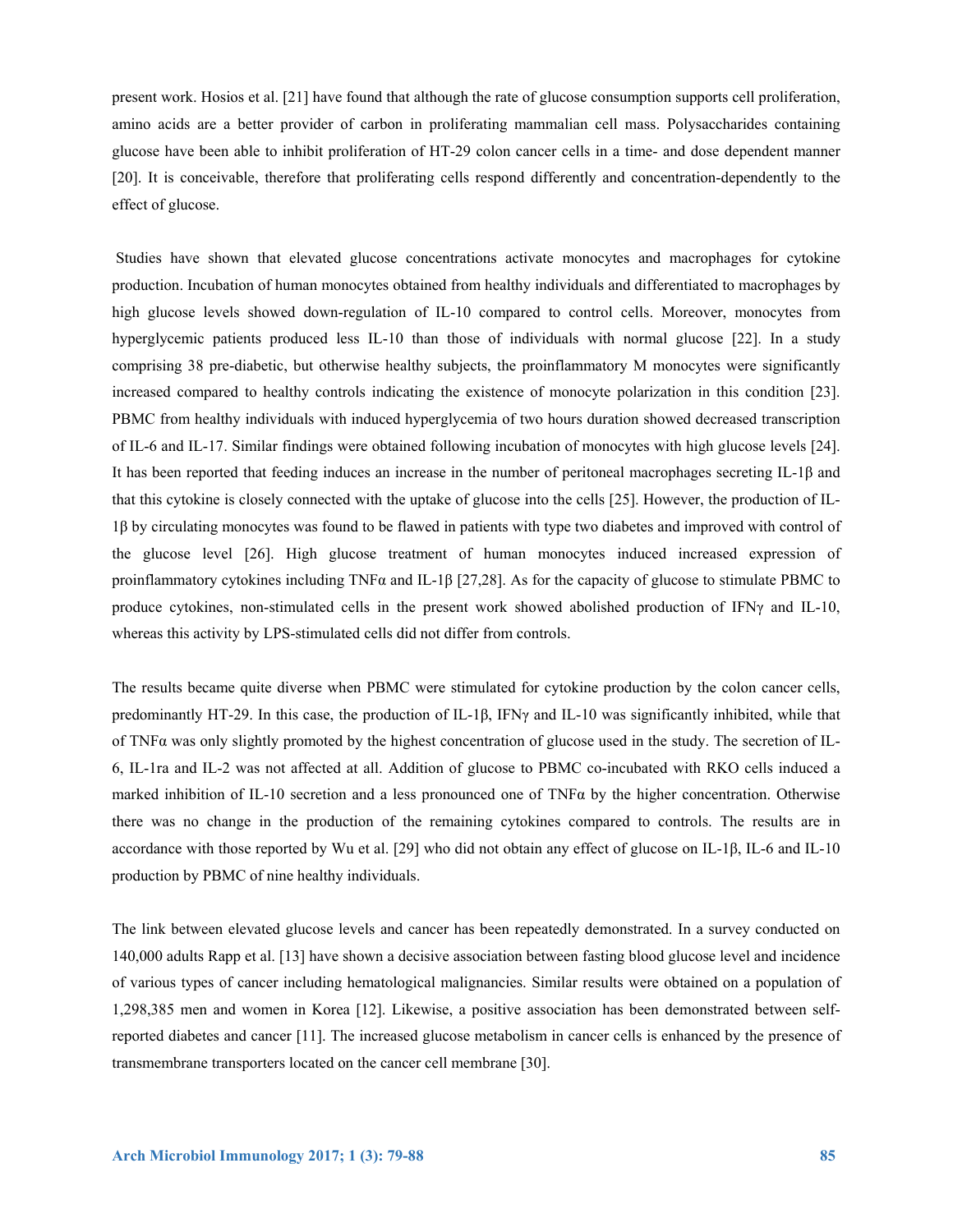present work. Hosios et al. [21] have found that although the rate of glucose consumption supports cell proliferation, amino acids are a better provider of carbon in proliferating mammalian cell mass. Polysaccharides containing glucose have been able to inhibit proliferation of HT-29 colon cancer cells in a time- and dose dependent manner [20]. It is conceivable, therefore that proliferating cells respond differently and concentration-dependently to the effect of glucose.

Studies have shown that elevated glucose concentrations activate monocytes and macrophages for cytokine production. Incubation of human monocytes obtained from healthy individuals and differentiated to macrophages by high glucose levels showed down-regulation of IL-10 compared to control cells. Moreover, monocytes from hyperglycemic patients produced less IL-10 than those of individuals with normal glucose [22]. In a study comprising 38 pre-diabetic, but otherwise healthy subjects, the proinflammatory M monocytes were significantly increased compared to healthy controls indicating the existence of monocyte polarization in this condition [23]. PBMC from healthy individuals with induced hyperglycemia of two hours duration showed decreased transcription of IL-6 and IL-17. Similar findings were obtained following incubation of monocytes with high glucose levels [24]. It has been reported that feeding induces an increase in the number of peritoneal macrophages secreting IL-1β and that this cytokine is closely connected with the uptake of glucose into the cells [25]. However, the production of IL-1β by circulating monocytes was found to be flawed in patients with type two diabetes and improved with control of the glucose level [26]. High glucose treatment of human monocytes induced increased expression of proinflammatory cytokines including TNFα and IL-1β [27,28]. As for the capacity of glucose to stimulate PBMC to produce cytokines, non-stimulated cells in the present work showed abolished production of IFNγ and IL-10, whereas this activity by LPS-stimulated cells did not differ from controls.

The results became quite diverse when PBMC were stimulated for cytokine production by the colon cancer cells, predominantly HT-29. In this case, the production of IL-1β, IFNγ and IL-10 was significantly inhibited, while that of TNFα was only slightly promoted by the highest concentration of glucose used in the study. The secretion of IL-6, IL-1ra and IL-2 was not affected at all. Addition of glucose to PBMC co-incubated with RKO cells induced a marked inhibition of IL-10 secretion and a less pronounced one of TNFα by the higher concentration. Otherwise there was no change in the production of the remaining cytokines compared to controls. The results are in accordance with those reported by Wu et al. [29] who did not obtain any effect of glucose on IL-1β, IL-6 and IL-10 production by PBMC of nine healthy individuals.

The link between elevated glucose levels and cancer has been repeatedly demonstrated. In a survey conducted on 140,000 adults Rapp et al. [13] have shown a decisive association between fasting blood glucose level and incidence of various types of cancer including hematological malignancies. Similar results were obtained on a population of 1,298,385 men and women in Korea [12]. Likewise, a positive association has been demonstrated between self-reported diabetes and cancer [11]. The increased glucose metabolism in cancer cells is enhanced by the presence of transmembrane transporters located on the cancer cell membrane [30].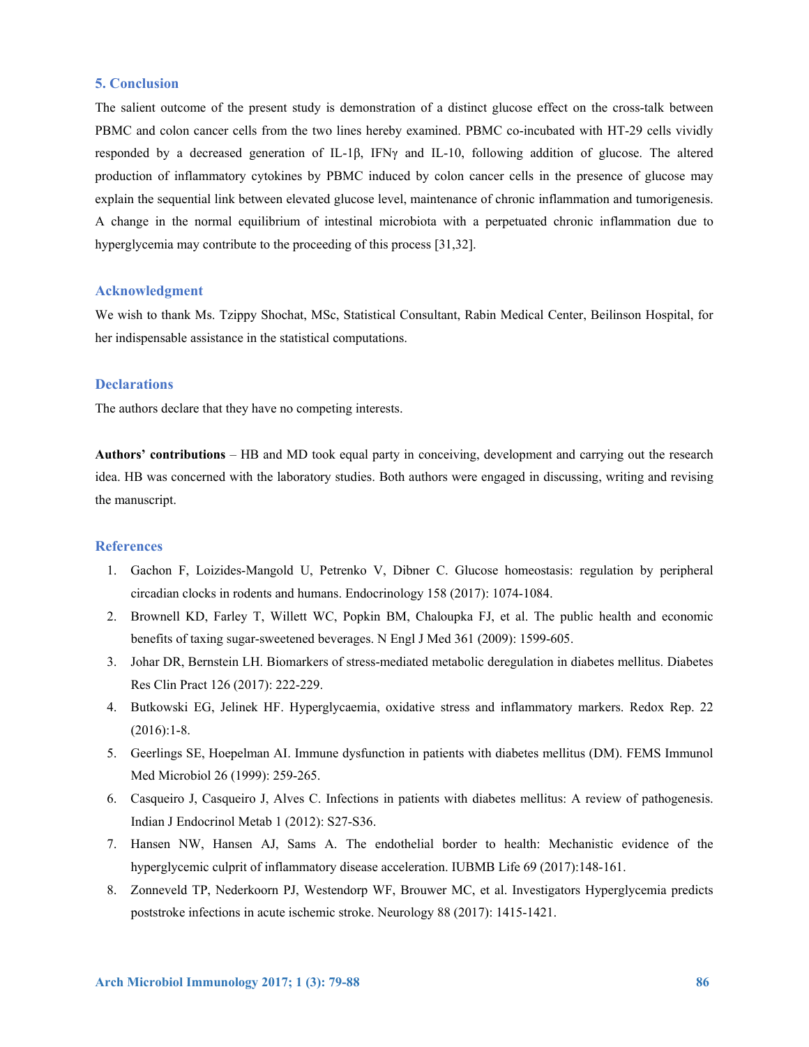## 5. Conclusion

The salient outcome of the present study is demonstration of a distinct glucose effect on the cross-talk between PBMC and colon cancer cells from the two lines hereby examined. PBMC co-incubated with HT-29 cells vividly responded by a decreased generation of IL-1β, IFNγ and IL-10, following addition of glucose. The altered production of inflammatory cytokines by PBMC induced by colon cancer cells in the presence of glucose may explain the sequential link between elevated glucose level, maintenance of chronic inflammation and tumorigenesis. A change in the normal equilibrium of intestinal microbiota with a perpetuated chronic inflammation due to hyperglycemia may contribute to the proceeding of this process [31,32].

## Acknowledgment

We wish to thank Ms. Tzippy Shochat, MSc, Statistical Consultant, Rabin Medical Center, Beilinson Hospital, for her indispensable assistance in the statistical computations.

## Declarations

The authors declare that they have no competing interests.

**Authors' contributions** – HB and MD took equal party in conceiving, development and carrying out the research idea. HB was concerned with the laboratory studies. Both authors were engaged in discussing, writing and revising the manuscript.

## References

1. Gachon F, Loizides-Mangold U, Petrenko V, Dibner C. Glucose homeostasis: regulation by peripheral circadian clocks in rodents and humans. Endocrinology 158 (2017): 1074-1084.
2. Brownell KD, Farley T, Willett WC, Popkin BM, Chaloupka FJ, et al. The public health and economic benefits of taxing sugar-sweetened beverages. N Engl J Med 361 (2009): 1599-605.
3. Johar DR, Bernstein LH. Biomarkers of stress-mediated metabolic deregulation in diabetes mellitus. Diabetes Res Clin Pract 126 (2017): 222-229.
4. Butkowski EG, Jelinek HF. Hyperglycaemia, oxidative stress and inflammatory markers. Redox Rep. 22 (2016):1-8.
5. Geerlings SE, Hoepelman AI. Immune dysfunction in patients with diabetes mellitus (DM). FEMS Immunol Med Microbiol 26 (1999): 259-265.
6. Casqueiro J, Casqueiro J, Alves C. Infections in patients with diabetes mellitus: A review of pathogenesis. Indian J Endocrinol Metab 1 (2012): S27-S36.
7. Hansen NW, Hansen AJ, Sams A. The endothelial border to health: Mechanistic evidence of the hyperglycemic culprit of inflammatory disease acceleration. IUBMB Life 69 (2017):148-161.
8. Zonneveld TP, Nederkoorn PJ, Westendorp WF, Brouwer MC, et al. Investigators Hyperglycemia predicts poststroke infections in acute ischemic stroke. Neurology 88 (2017): 1415-1421.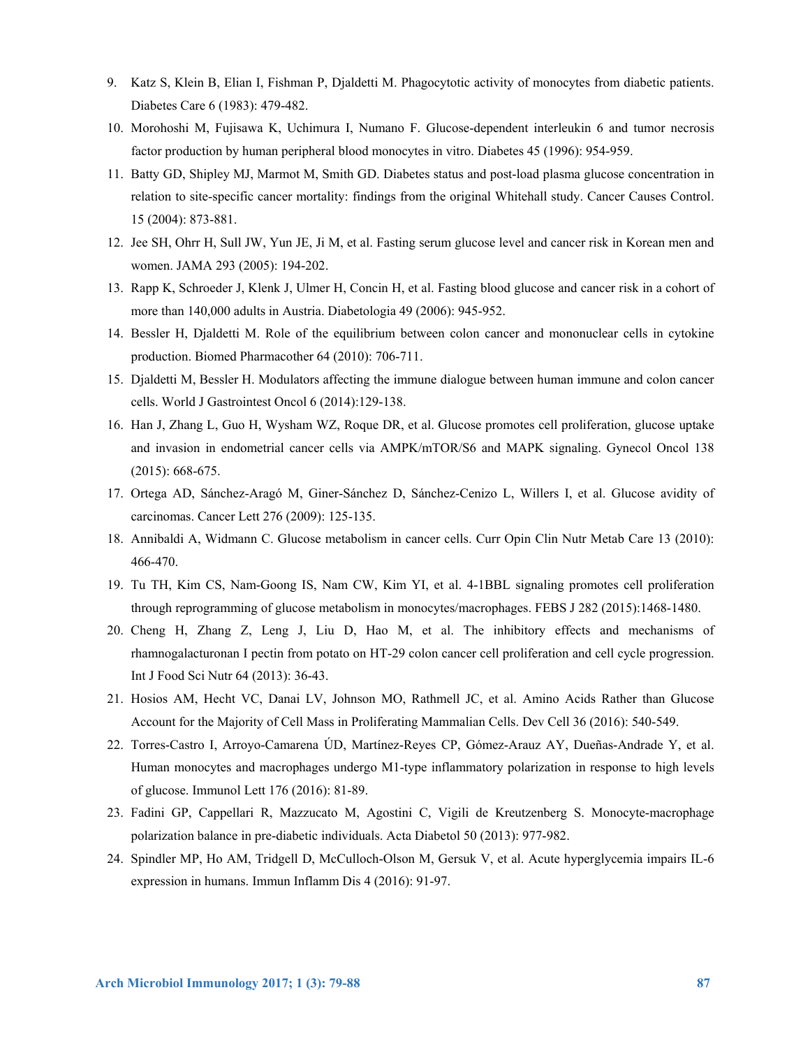9. Katz S, Klein B, Elian I, Fishman P, Djaldetti M. Phagocytotic activity of monocytes from diabetic patients. Diabetes Care 6 (1983): 479-482.
10. Morohoshi M, Fujisawa K, Uchimura I, Numano F. Glucose-dependent interleukin 6 and tumor necrosis factor production by human peripheral blood monocytes in vitro. Diabetes 45 (1996): 954-959.
11. Batty GD, Shipley MJ, Marmot M, Smith GD. Diabetes status and post-load plasma glucose concentration in relation to site-specific cancer mortality: findings from the original Whitehall study. Cancer Causes Control. 15 (2004): 873-881.
12. Jee SH, Ohrr H, Sull JW, Yun JE, Ji M, et al. Fasting serum glucose level and cancer risk in Korean men and women. JAMA 293 (2005): 194-202.
13. Rapp K, Schroeder J, Klenk J, Ulmer H, Concin H, et al. Fasting blood glucose and cancer risk in a cohort of more than 140,000 adults in Austria. Diabetologia 49 (2006): 945-952.
14. Bessler H, Djaldetti M. Role of the equilibrium between colon cancer and mononuclear cells in cytokine production. Biomed Pharmacother 64 (2010): 706-711.
15. Djaldetti M, Bessler H. Modulators affecting the immune dialogue between human immune and colon cancer cells. World J Gastrointest Oncol 6 (2014):129-138.
16. Han J, Zhang L, Guo H, Wysham WZ, Roque DR, et al. Glucose promotes cell proliferation, glucose uptake and invasion in endometrial cancer cells via AMPK/mTOR/S6 and MAPK signaling. Gynecol Oncol 138 (2015): 668-675.
17. Ortega AD, Sánchez-Aragó M, Giner-Sánchez D, Sánchez-Cenizo L, Willers I, et al. Glucose avidity of carcinomas. Cancer Lett 276 (2009): 125-135.
18. Annibaldi A, Widmann C. Glucose metabolism in cancer cells. Curr Opin Clin Nutr Metab Care 13 (2010): 466-470.
19. Tu TH, Kim CS, Nam-Goong IS, Nam CW, Kim YI, et al. 4-1BBL signaling promotes cell proliferation through reprogramming of glucose metabolism in monocytes/macrophages. FEBS J 282 (2015):1468-1480.
20. Cheng H, Zhang Z, Leng J, Liu D, Hao M, et al. The inhibitory effects and mechanisms of rhamnogalacturonan I pectin from potato on HT-29 colon cancer cell proliferation and cell cycle progression. Int J Food Sci Nutr 64 (2013): 36-43.
21. Hosios AM, Hecht VC, Danai LV, Johnson MO, Rathmell JC, et al. Amino Acids Rather than Glucose Account for the Majority of Cell Mass in Proliferating Mammalian Cells. Dev Cell 36 (2016): 540-549.
22. Torres-Castro I, Arroyo-Camarena ÚD, Martínez-Reyes CP, Gómez-Arauz AY, Dueñas-Andrade Y, et al. Human monocytes and macrophages undergo M1-type inflammatory polarization in response to high levels of glucose. Immunol Lett 176 (2016): 81-89.
23. Fadini GP, Cappellari R, Mazzucato M, Agostini C, Vigili de Kreutzenberg S. Monocyte-macrophage polarization balance in pre-diabetic individuals. Acta Diabetol 50 (2013): 977-982.
24. Spindler MP, Ho AM, Tridgell D, McCulloch-Olson M, Gersuk V, et al. Acute hyperglycemia impairs IL-6 expression in humans. Immun Inflamm Dis 4 (2016): 91-97.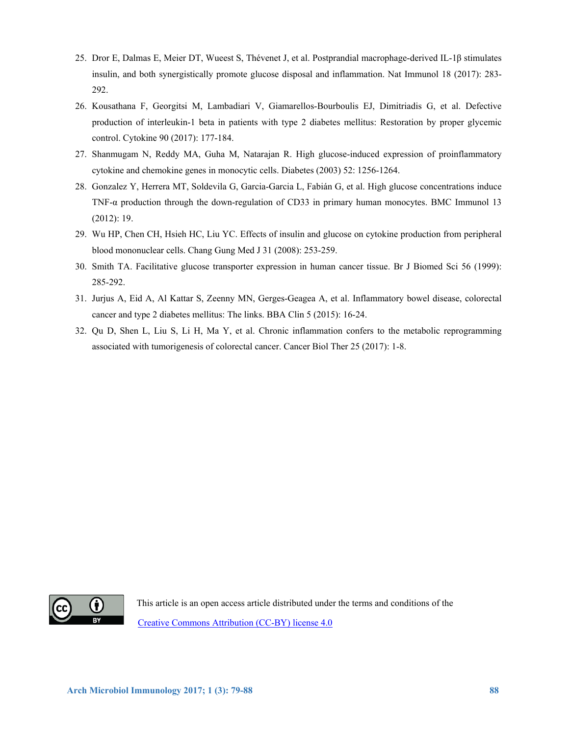25. Dror E, Dalmas E, Meier DT, Wueest S, Thévenet J, et al. Postprandial macrophage-derived IL-1β stimulates insulin, and both synergistically promote glucose disposal and inflammation. Nat Immunol 18 (2017): 283-292.
26. Kousathana F, Georgitsi M, Lambadiari V, Giamarellos-Bourboulis EJ, Dimitriadis G, et al. Defective production of interleukin-1 beta in patients with type 2 diabetes mellitus: Restoration by proper glycemic control. Cytokine 90 (2017): 177-184.
27. Shanmugam N, Reddy MA, Guha M, Natarajan R. High glucose-induced expression of proinflammatory cytokine and chemokine genes in monocytic cells. Diabetes (2003) 52: 1256-1264.
28. Gonzalez Y, Herrera MT, Soldevila G, Garcia-Garcia L, Fabián G, et al. High glucose concentrations induce TNF-α production through the down-regulation of CD33 in primary human monocytes. BMC Immunol 13 (2012): 19.
29. Wu HP, Chen CH, Hsieh HC, Liu YC. Effects of insulin and glucose on cytokine production from peripheral blood mononuclear cells. Chang Gung Med J 31 (2008): 253-259.
30. Smith TA. Facilitative glucose transporter expression in human cancer tissue. Br J Biomed Sci 56 (1999): 285-292.
31. Jurjus A, Eid A, Al Kattar S, Zeenny MN, Gerges-Geagea A, et al. Inflammatory bowel disease, colorectal cancer and type 2 diabetes mellitus: The links. BBA Clin 5 (2015): 16-24.
32. Qu D, Shen L, Liu S, Li H, Ma Y, et al. Chronic inflammation confers to the metabolic reprogramming associated with tumorigenesis of colorectal cancer. Cancer Biol Ther 25 (2017): 1-8.

This article is an open access article distributed under the terms and conditions of the [Creative Commons Attribution (CC-BY) license 4.0](https://creativecommons.org/licenses/by/4.0/)